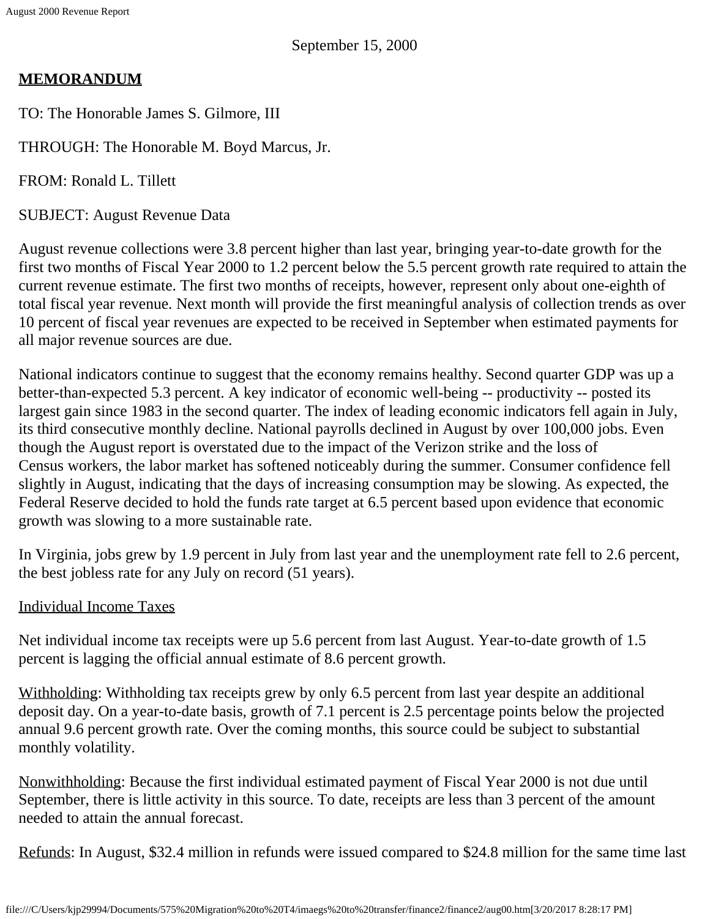September 15, 2000

**MEMORANDUM**

TO: The Honorable James S. Gilmore, III

THROUGH: The Honorable M. Boyd Marcus, Jr.

FROM: Ronald L. Tillett

SUBJECT: August Revenue Data

August revenue collections were 3.8 percent higher than last year, bringing year-to-date growth for the first two months of Fiscal Year 2000 to 1.2 percent below the 5.5 percent growth rate required to attain the current revenue estimate. The first two months of receipts, however, represent only about one-eighth of total fiscal year revenue. Next month will provide the first meaningful analysis of collection trends as over 10 percent of fiscal year revenues are expected to be received in September when estimated payments for all major revenue sources are due.

National indicators continue to suggest that the economy remains healthy. Second quarter GDP was up a better-than-expected 5.3 percent. A key indicator of economic well-being -- productivity -- posted its largest gain since 1983 in the second quarter. The index of leading economic indicators fell again in July, its third consecutive monthly decline. National payrolls declined in August by over 100,000 jobs. Even though the August report is overstated due to the impact of the Verizon strike and the loss of Census workers, the labor market has softened noticeably during the summer. Consumer confidence fell slightly in August, indicating that the days of increasing consumption may be slowing. As expected, the Federal Reserve decided to hold the funds rate target at 6.5 percent based upon evidence that economic growth was slowing to a more sustainable rate.

In Virginia, jobs grew by 1.9 percent in July from last year and the unemployment rate fell to 2.6 percent, the best jobless rate for any July on record (51 years).

Individual Income Taxes

Net individual income tax receipts were up 5.6 percent from last August. Year-to-date growth of 1.5 percent is lagging the official annual estimate of 8.6 percent growth.

Withholding: Withholding tax receipts grew by only 6.5 percent from last year despite an additional deposit day. On a year-to-date basis, growth of 7.1 percent is 2.5 percentage points below the projected annual 9.6 percent growth rate. Over the coming months, this source could be subject to substantial monthly volatility.

Nonwithholding: Because the first individual estimated payment of Fiscal Year 2000 is not due until September, there is little activity in this source. To date, receipts are less than 3 percent of the amount needed to attain the annual forecast.

Refunds: In August, $32.4 million in refunds were issued compared to $24.8 million for the same time last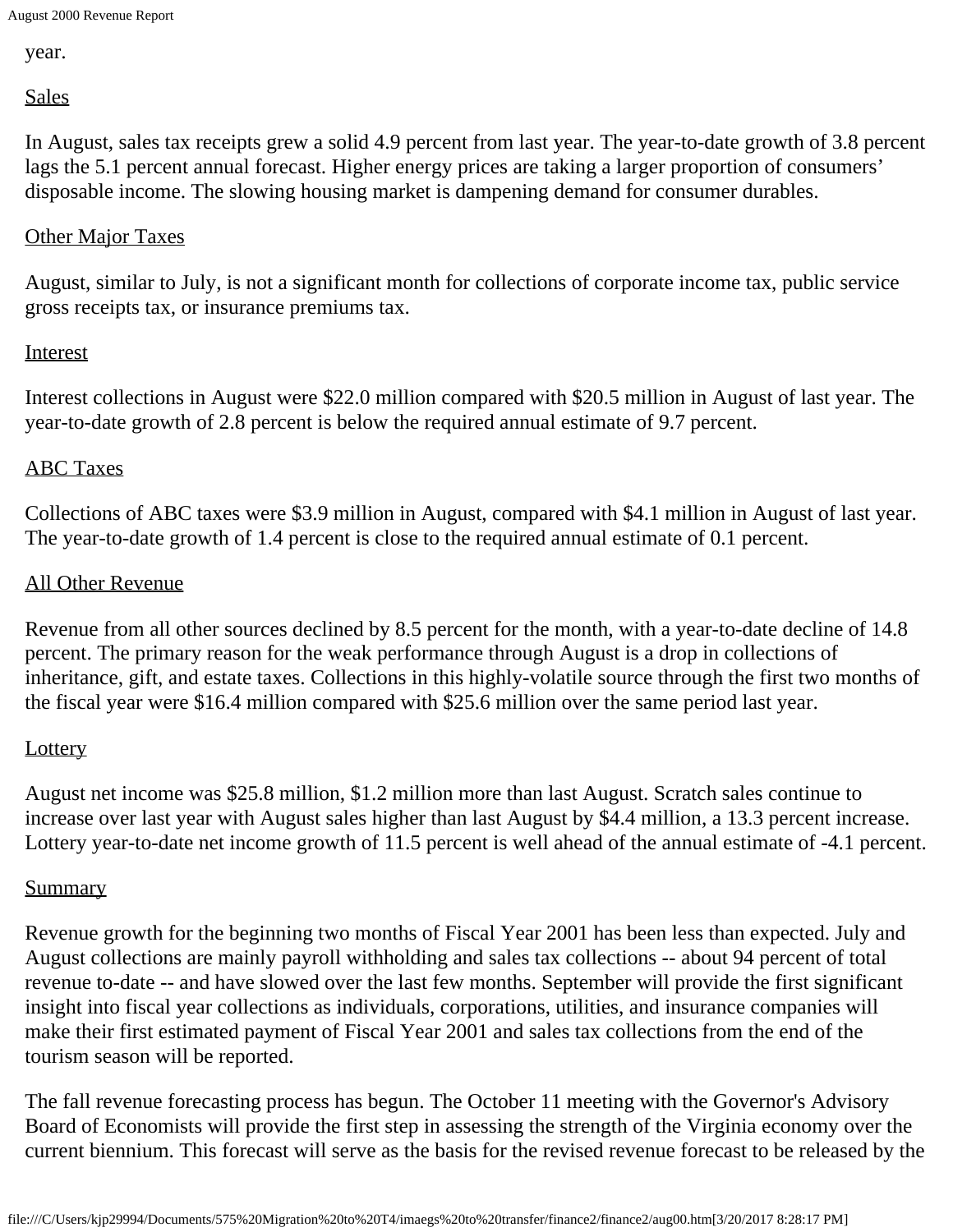year.

## Sales

In August, sales tax receipts grew a solid 4.9 percent from last year. The year-to-date growth of 3.8 percent lags the 5.1 percent annual forecast. Higher energy prices are taking a larger proportion of consumers' disposable income. The slowing housing market is dampening demand for consumer durables.

## Other Major Taxes

August, similar to July, is not a significant month for collections of corporate income tax, public service gross receipts tax, or insurance premiums tax.

## Interest

Interest collections in August were $22.0 million compared with $20.5 million in August of last year. The year-to-date growth of 2.8 percent is below the required annual estimate of 9.7 percent.

## ABC Taxes

Collections of ABC taxes were $3.9 million in August, compared with $4.1 million in August of last year. The year-to-date growth of 1.4 percent is close to the required annual estimate of 0.1 percent.

## All Other Revenue

Revenue from all other sources declined by 8.5 percent for the month, with a year-to-date decline of 14.8 percent. The primary reason for the weak performance through August is a drop in collections of inheritance, gift, and estate taxes. Collections in this highly-volatile source through the first two months of the fiscal year were $16.4 million compared with $25.6 million over the same period last year.

## Lottery

August net income was $25.8 million, $1.2 million more than last August. Scratch sales continue to increase over last year with August sales higher than last August by $4.4 million, a 13.3 percent increase. Lottery year-to-date net income growth of 11.5 percent is well ahead of the annual estimate of -4.1 percent.

## Summary

Revenue growth for the beginning two months of Fiscal Year 2001 has been less than expected. July and August collections are mainly payroll withholding and sales tax collections -- about 94 percent of total revenue to-date -- and have slowed over the last few months. September will provide the first significant insight into fiscal year collections as individuals, corporations, utilities, and insurance companies will make their first estimated payment of Fiscal Year 2001 and sales tax collections from the end of the tourism season will be reported.

The fall revenue forecasting process has begun. The October 11 meeting with the Governor's Advisory Board of Economists will provide the first step in assessing the strength of the Virginia economy over the current biennium. This forecast will serve as the basis for the revised revenue forecast to be released by the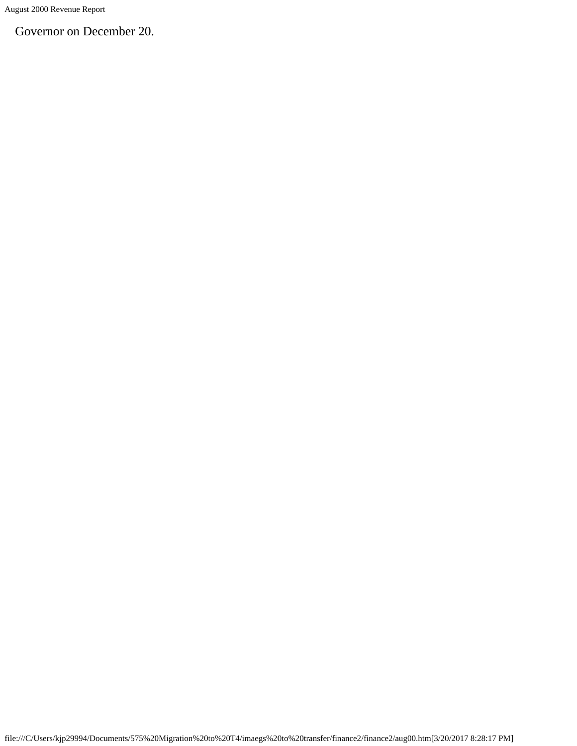Governor on December 20.